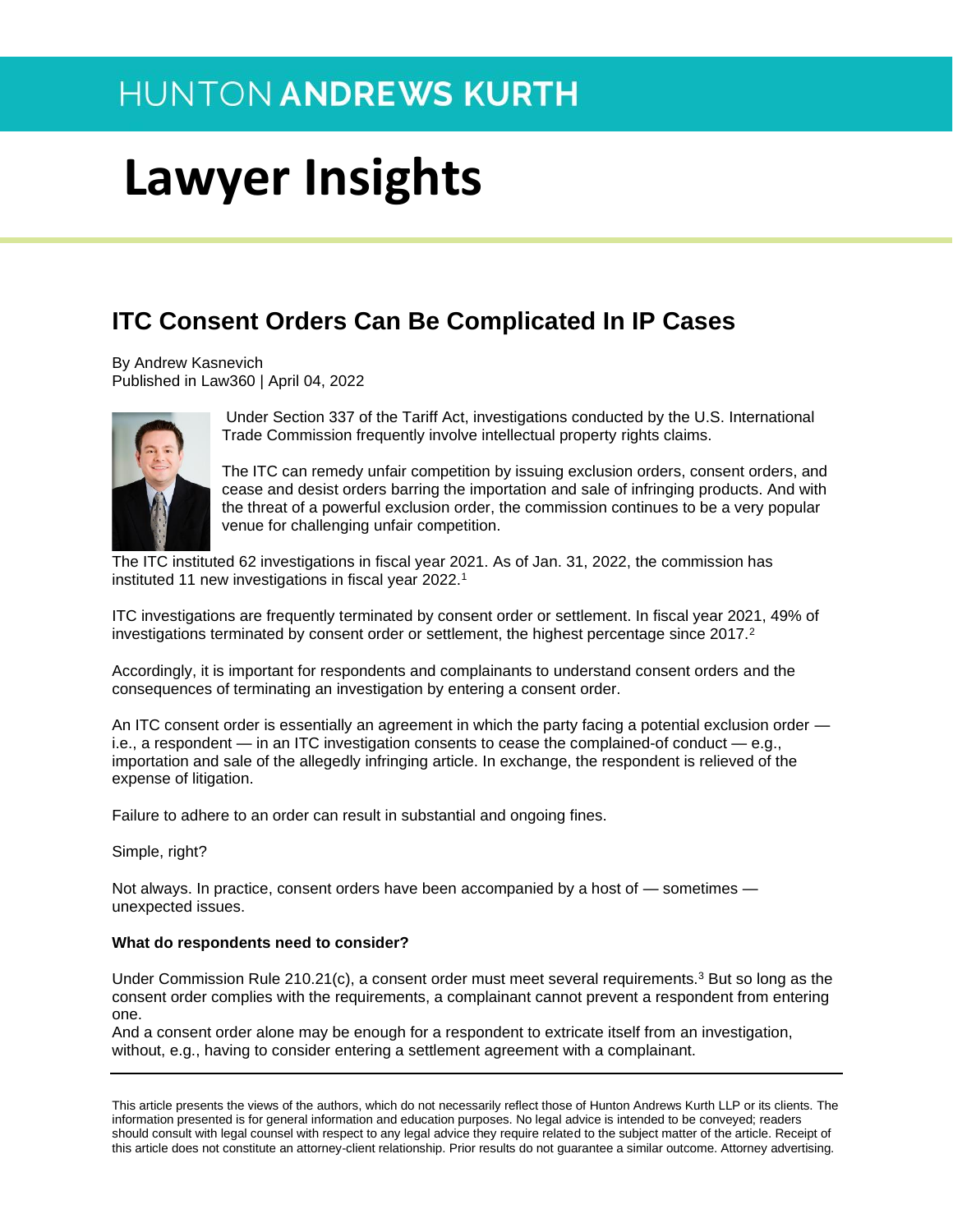HUNTON ANDREWS KURTH

# Lawyer Insights

## ITC Consent Orders Can Be Complicated In IP Cases

By Andrew Kasnevich
Published in Law360 | April 04, 2022

Under Section 337 of the Tariff Act, investigations conducted by the U.S. International Trade Commission frequently involve intellectual property rights claims.

The ITC can remedy unfair competition by issuing exclusion orders, consent orders, and cease and desist orders barring the importation and sale of infringing products. And with the threat of a powerful exclusion order, the commission continues to be a very popular venue for challenging unfair competition.

The ITC instituted 62 investigations in fiscal year 2021. As of Jan. 31, 2022, the commission has instituted 11 new investigations in fiscal year 2022.[1]

ITC investigations are frequently terminated by consent order or settlement. In fiscal year 2021, 49% of investigations terminated by consent order or settlement, the highest percentage since 2017.[2]

Accordingly, it is important for respondents and complainants to understand consent orders and the consequences of terminating an investigation by entering a consent order.

An ITC consent order is essentially an agreement in which the party facing a potential exclusion order — i.e., a respondent — in an ITC investigation consents to cease the complained-of conduct — e.g., importation and sale of the allegedly infringing article. In exchange, the respondent is relieved of the expense of litigation.

Failure to adhere to an order can result in substantial and ongoing fines.

Simple, right?

Not always. In practice, consent orders have been accompanied by a host of — sometimes — unexpected issues.

**What do respondents need to consider?**

Under Commission Rule 210.21(c), a consent order must meet several requirements.[3] But so long as the consent order complies with the requirements, a complainant cannot prevent a respondent from entering one.
And a consent order alone may be enough for a respondent to extricate itself from an investigation, without, e.g., having to consider entering a settlement agreement with a complainant.

---

This article presents the views of the authors, which do not necessarily reflect those of Hunton Andrews Kurth LLP or its clients. The information presented is for general information and education purposes. No legal advice is intended to be conveyed; readers should consult with legal counsel with respect to any legal advice they require related to the subject matter of the article. Receipt of this article does not constitute an attorney-client relationship. Prior results do not guarantee a similar outcome. Attorney advertising.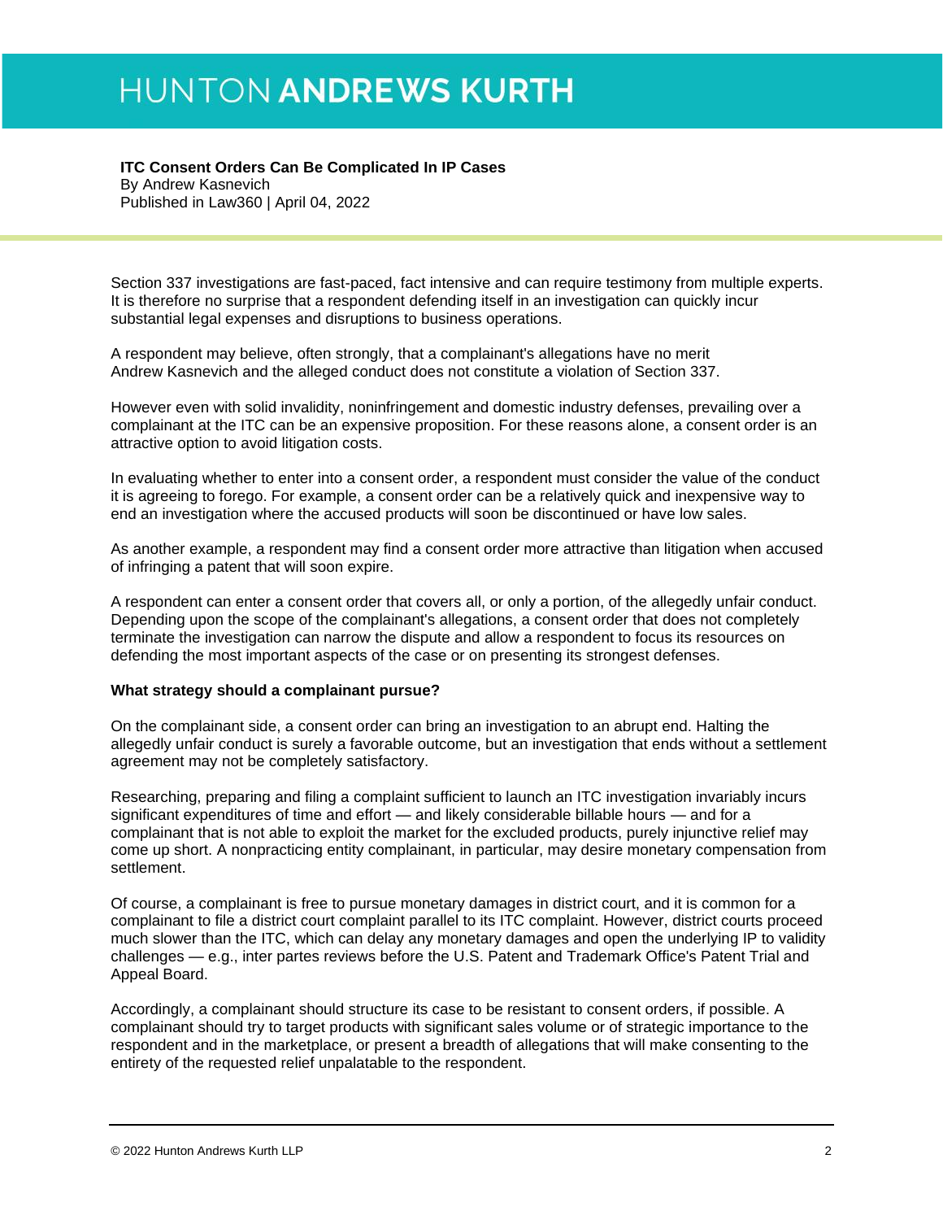# HUNTON ANDREWS KURTH

**ITC Consent Orders Can Be Complicated In IP Cases**
By Andrew Kasnevich
Published in Law360 | April 04, 2022

Section 337 investigations are fast-paced, fact intensive and can require testimony from multiple experts. It is therefore no surprise that a respondent defending itself in an investigation can quickly incur substantial legal expenses and disruptions to business operations.

A respondent may believe, often strongly, that a complainant's allegations have no merit Andrew Kasnevich and the alleged conduct does not constitute a violation of Section 337.

However even with solid invalidity, noninfringement and domestic industry defenses, prevailing over a complainant at the ITC can be an expensive proposition. For these reasons alone, a consent order is an attractive option to avoid litigation costs.

In evaluating whether to enter into a consent order, a respondent must consider the value of the conduct it is agreeing to forego. For example, a consent order can be a relatively quick and inexpensive way to end an investigation where the accused products will soon be discontinued or have low sales.

As another example, a respondent may find a consent order more attractive than litigation when accused of infringing a patent that will soon expire.

A respondent can enter a consent order that covers all, or only a portion, of the allegedly unfair conduct. Depending upon the scope of the complainant's allegations, a consent order that does not completely terminate the investigation can narrow the dispute and allow a respondent to focus its resources on defending the most important aspects of the case or on presenting its strongest defenses.

**What strategy should a complainant pursue?**

On the complainant side, a consent order can bring an investigation to an abrupt end. Halting the allegedly unfair conduct is surely a favorable outcome, but an investigation that ends without a settlement agreement may not be completely satisfactory.

Researching, preparing and filing a complaint sufficient to launch an ITC investigation invariably incurs significant expenditures of time and effort — and likely considerable billable hours — and for a complainant that is not able to exploit the market for the excluded products, purely injunctive relief may come up short. A nonpracticing entity complainant, in particular, may desire monetary compensation from settlement.

Of course, a complainant is free to pursue monetary damages in district court, and it is common for a complainant to file a district court complaint parallel to its ITC complaint. However, district courts proceed much slower than the ITC, which can delay any monetary damages and open the underlying IP to validity challenges — e.g., inter partes reviews before the U.S. Patent and Trademark Office's Patent Trial and Appeal Board.

Accordingly, a complainant should structure its case to be resistant to consent orders, if possible. A complainant should try to target products with significant sales volume or of strategic importance to the respondent and in the marketplace, or present a breadth of allegations that will make consenting to the entirety of the requested relief unpalatable to the respondent.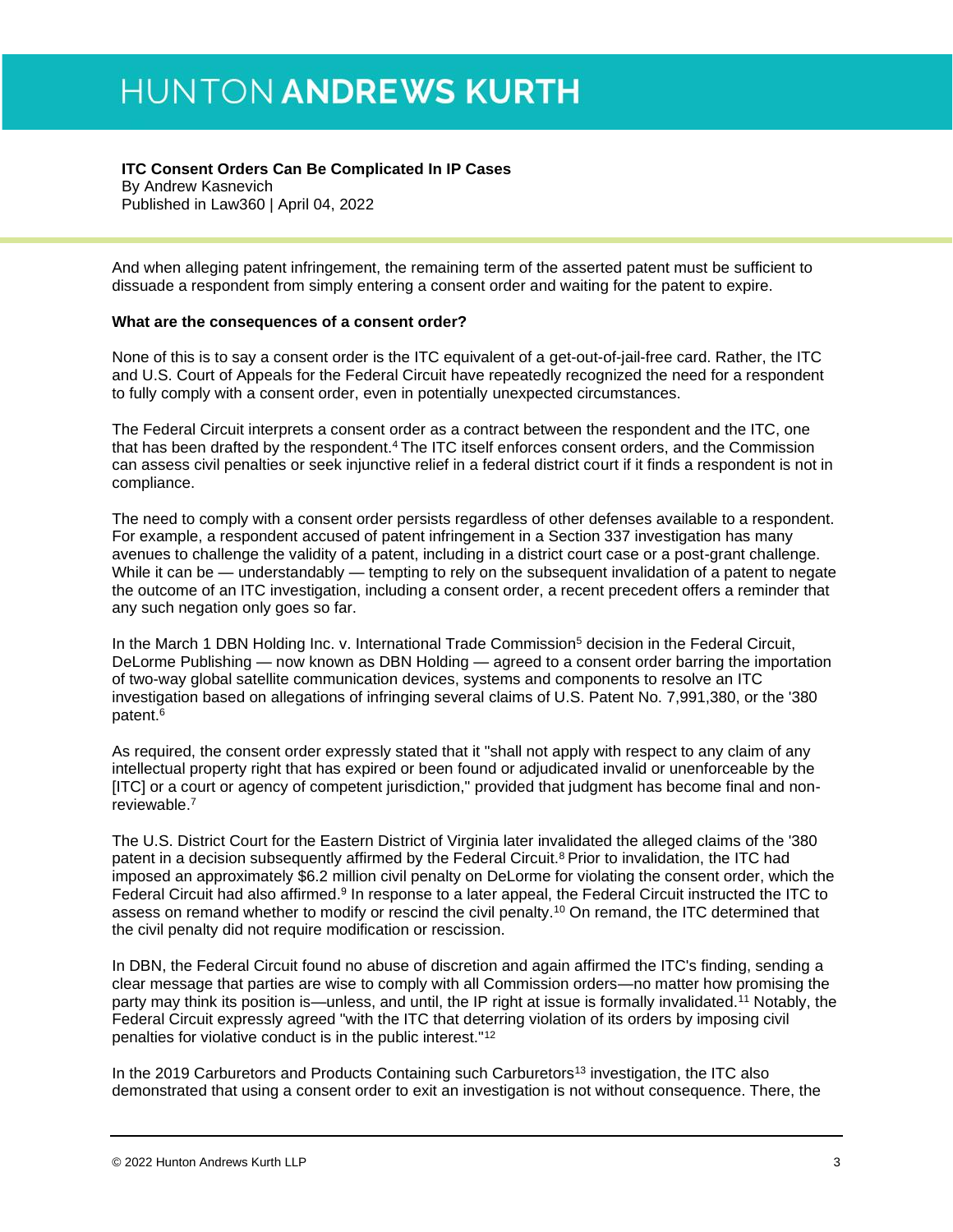And when alleging patent infringement, the remaining term of the asserted patent must be sufficient to dissuade a respondent from simply entering a consent order and waiting for the patent to expire.

**What are the consequences of a consent order?**

None of this is to say a consent order is the ITC equivalent of a get-out-of-jail-free card. Rather, the ITC and U.S. Court of Appeals for the Federal Circuit have repeatedly recognized the need for a respondent to fully comply with a consent order, even in potentially unexpected circumstances.

The Federal Circuit interprets a consent order as a contract between the respondent and the ITC, one that has been drafted by the respondent.[4] The ITC itself enforces consent orders, and the Commission can assess civil penalties or seek injunctive relief in a federal district court if it finds a respondent is not in compliance.

The need to comply with a consent order persists regardless of other defenses available to a respondent. For example, a respondent accused of patent infringement in a Section 337 investigation has many avenues to challenge the validity of a patent, including in a district court case or a post-grant challenge. While it can be — understandably — tempting to rely on the subsequent invalidation of a patent to negate the outcome of an ITC investigation, including a consent order, a recent precedent offers a reminder that any such negation only goes so far.

In the March 1 DBN Holding Inc. v. International Trade Commission[5] decision in the Federal Circuit, DeLorme Publishing — now known as DBN Holding — agreed to a consent order barring the importation of two-way global satellite communication devices, systems and components to resolve an ITC investigation based on allegations of infringing several claims of U.S. Patent No. 7,991,380, or the '380 patent.[6]

As required, the consent order expressly stated that it "shall not apply with respect to any claim of any intellectual property right that has expired or been found or adjudicated invalid or unenforceable by the [ITC] or a court or agency of competent jurisdiction," provided that judgment has become final and non-reviewable.[7]

The U.S. District Court for the Eastern District of Virginia later invalidated the alleged claims of the '380 patent in a decision subsequently affirmed by the Federal Circuit.[8] Prior to invalidation, the ITC had imposed an approximately $6.2 million civil penalty on DeLorme for violating the consent order, which the Federal Circuit had also affirmed.[9] In response to a later appeal, the Federal Circuit instructed the ITC to assess on remand whether to modify or rescind the civil penalty.[10] On remand, the ITC determined that the civil penalty did not require modification or rescission.

In DBN, the Federal Circuit found no abuse of discretion and again affirmed the ITC's finding, sending a clear message that parties are wise to comply with all Commission orders—no matter how promising the party may think its position is—unless, and until, the IP right at issue is formally invalidated.[11] Notably, the Federal Circuit expressly agreed "with the ITC that deterring violation of its orders by imposing civil penalties for violative conduct is in the public interest."[12]

In the 2019 Carburetors and Products Containing such Carburetors[13] investigation, the ITC also demonstrated that using a consent order to exit an investigation is not without consequence. There, the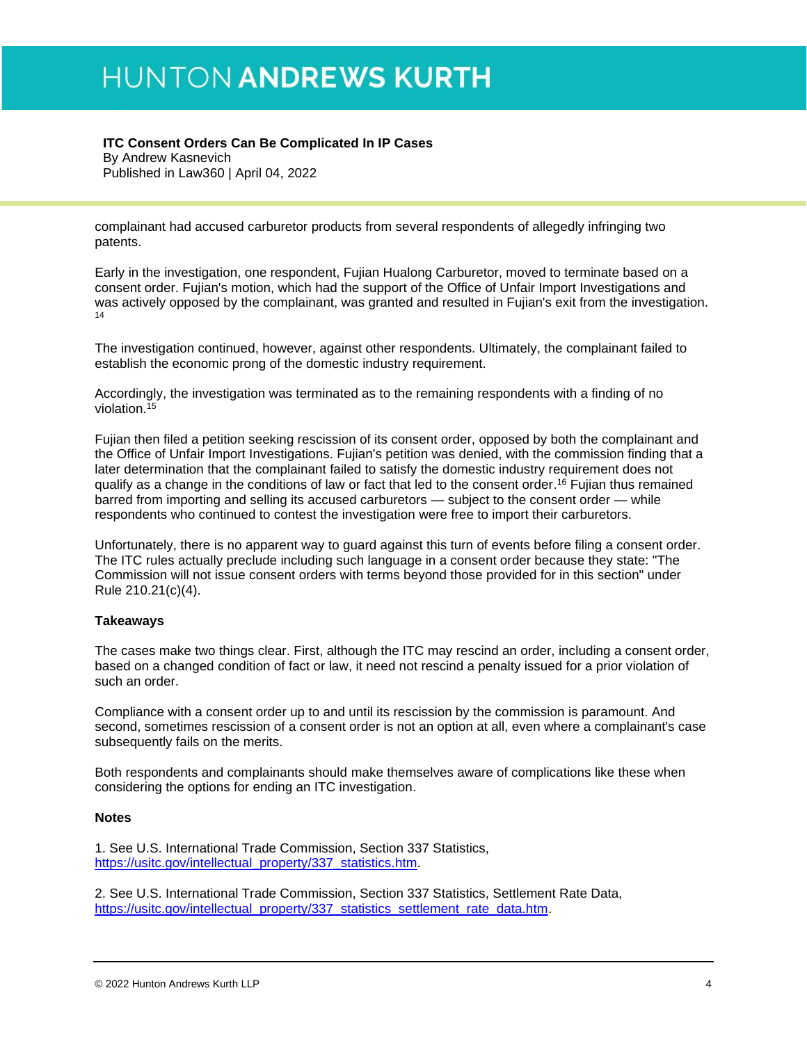complainant had accused carburetor products from several respondents of allegedly infringing two patents.

Early in the investigation, one respondent, Fujian Hualong Carburetor, moved to terminate based on a consent order. Fujian's motion, which had the support of the Office of Unfair Import Investigations and was actively opposed by the complainant, was granted and resulted in Fujian's exit from the investigation.[14]

The investigation continued, however, against other respondents. Ultimately, the complainant failed to establish the economic prong of the domestic industry requirement.

Accordingly, the investigation was terminated as to the remaining respondents with a finding of no violation.[15]

Fujian then filed a petition seeking rescission of its consent order, opposed by both the complainant and the Office of Unfair Import Investigations. Fujian's petition was denied, with the commission finding that a later determination that the complainant failed to satisfy the domestic industry requirement does not qualify as a change in the conditions of law or fact that led to the consent order.[16] Fujian thus remained barred from importing and selling its accused carburetors — subject to the consent order — while respondents who continued to contest the investigation were free to import their carburetors.

Unfortunately, there is no apparent way to guard against this turn of events before filing a consent order. The ITC rules actually preclude including such language in a consent order because they state: "The Commission will not issue consent orders with terms beyond those provided for in this section" under Rule 210.21(c)(4).

**Takeaways**

The cases make two things clear. First, although the ITC may rescind an order, including a consent order, based on a changed condition of fact or law, it need not rescind a penalty issued for a prior violation of such an order.

Compliance with a consent order up to and until its rescission by the commission is paramount. And second, sometimes rescission of a consent order is not an option at all, even where a complainant's case subsequently fails on the merits.

Both respondents and complainants should make themselves aware of complications like these when considering the options for ending an ITC investigation.

**Notes**

1. See U.S. International Trade Commission, Section 337 Statistics, https://usitc.gov/intellectual_property/337_statistics.htm.

2. See U.S. International Trade Commission, Section 337 Statistics, Settlement Rate Data, https://usitc.gov/intellectual_property/337_statistics_settlement_rate_data.htm.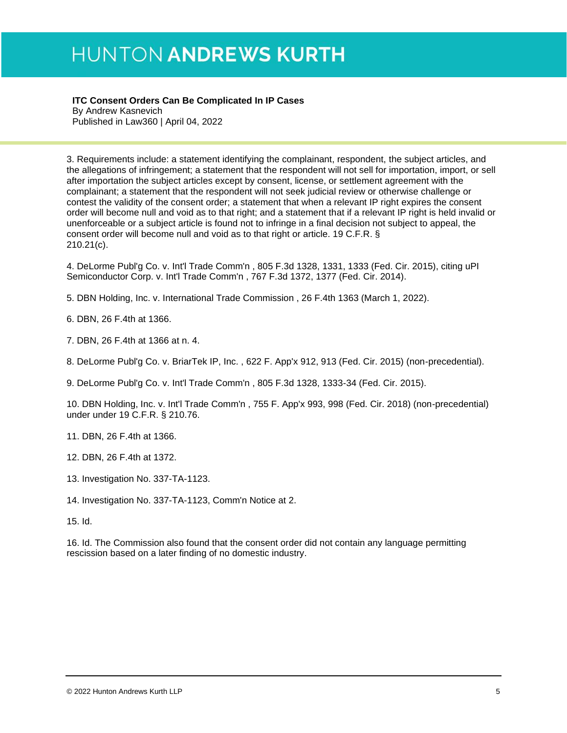3. Requirements include: a statement identifying the complainant, respondent, the subject articles, and the allegations of infringement; a statement that the respondent will not sell for importation, import, or sell after importation the subject articles except by consent, license, or settlement agreement with the complainant; a statement that the respondent will not seek judicial review or otherwise challenge or contest the validity of the consent order; a statement that when a relevant IP right expires the consent order will become null and void as to that right; and a statement that if a relevant IP right is held invalid or unenforceable or a subject article is found not to infringe in a final decision not subject to appeal, the consent order will become null and void as to that right or article. 19 C.F.R. § 210.21(c).

4. DeLorme Publ'g Co. v. Int'l Trade Comm'n , 805 F.3d 1328, 1331, 1333 (Fed. Cir. 2015), citing uPI Semiconductor Corp. v. Int'l Trade Comm'n , 767 F.3d 1372, 1377 (Fed. Cir. 2014).

5. DBN Holding, Inc. v. International Trade Commission , 26 F.4th 1363 (March 1, 2022).

6. DBN, 26 F.4th at 1366.

7. DBN, 26 F.4th at 1366 at n. 4.

8. DeLorme Publ'g Co. v. BriarTek IP, Inc. , 622 F. App'x 912, 913 (Fed. Cir. 2015) (non-precedential).

9. DeLorme Publ'g Co. v. Int'l Trade Comm'n , 805 F.3d 1328, 1333-34 (Fed. Cir. 2015).

10. DBN Holding, Inc. v. Int'l Trade Comm'n , 755 F. App'x 993, 998 (Fed. Cir. 2018) (non-precedential) under under 19 C.F.R. § 210.76.

11. DBN, 26 F.4th at 1366.

12. DBN, 26 F.4th at 1372.

13. Investigation No. 337-TA-1123.

14. Investigation No. 337-TA-1123, Comm'n Notice at 2.

15. Id.

16. Id. The Commission also found that the consent order did not contain any language permitting rescission based on a later finding of no domestic industry.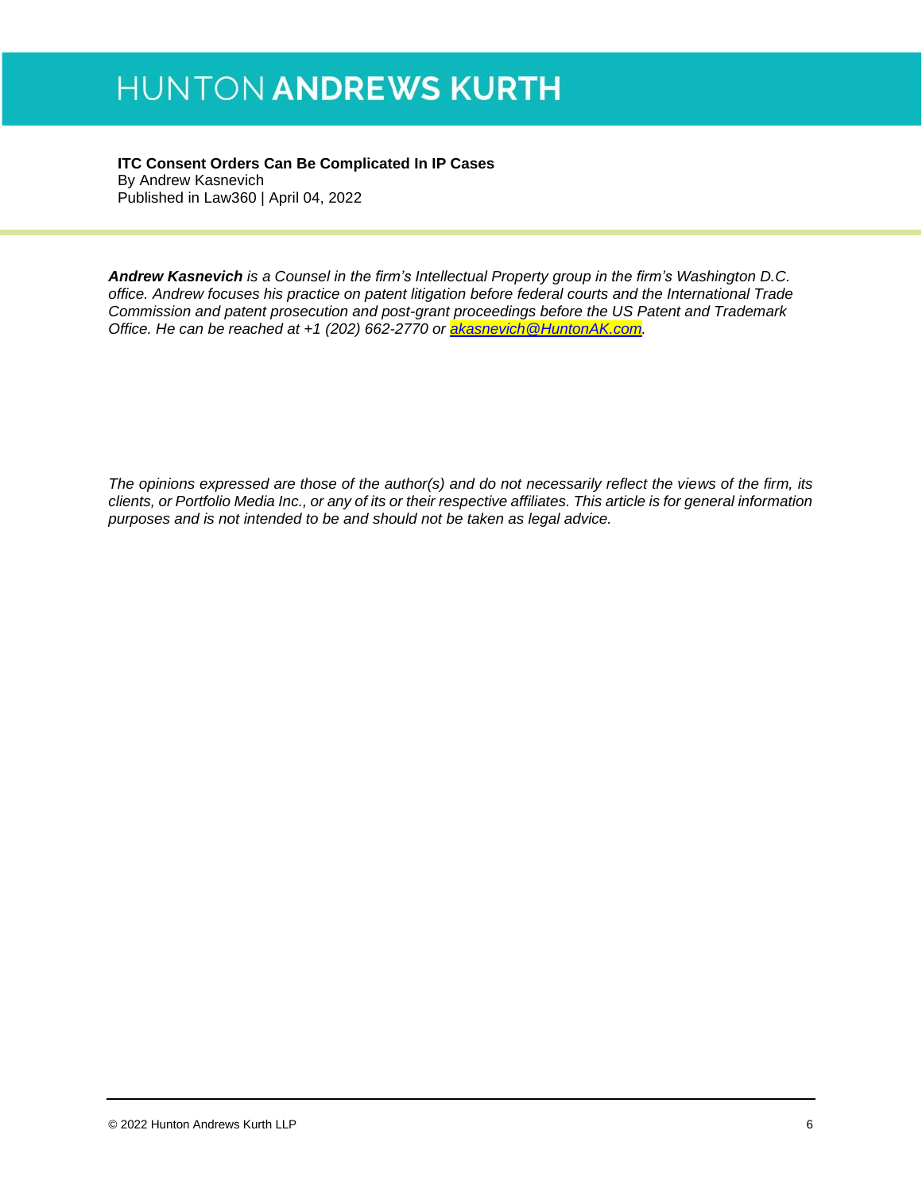**ITC Consent Orders Can Be Complicated In IP Cases**
By Andrew Kasnevich
Published in Law360 | April 04, 2022

***Andrew Kasnevich** is a Counsel in the firm's Intellectual Property group in the firm's Washington D.C. office. Andrew focuses his practice on patent litigation before federal courts and the International Trade Commission and patent prosecution and post-grant proceedings before the US Patent and Trademark Office. He can be reached at +1 (202) 662-2770 or akasnevich@HuntonAK.com.*

*The opinions expressed are those of the author(s) and do not necessarily reflect the views of the firm, its clients, or Portfolio Media Inc., or any of its or their respective affiliates. This article is for general information purposes and is not intended to be and should not be taken as legal advice.*

© 2022 Hunton Andrews Kurth LLP